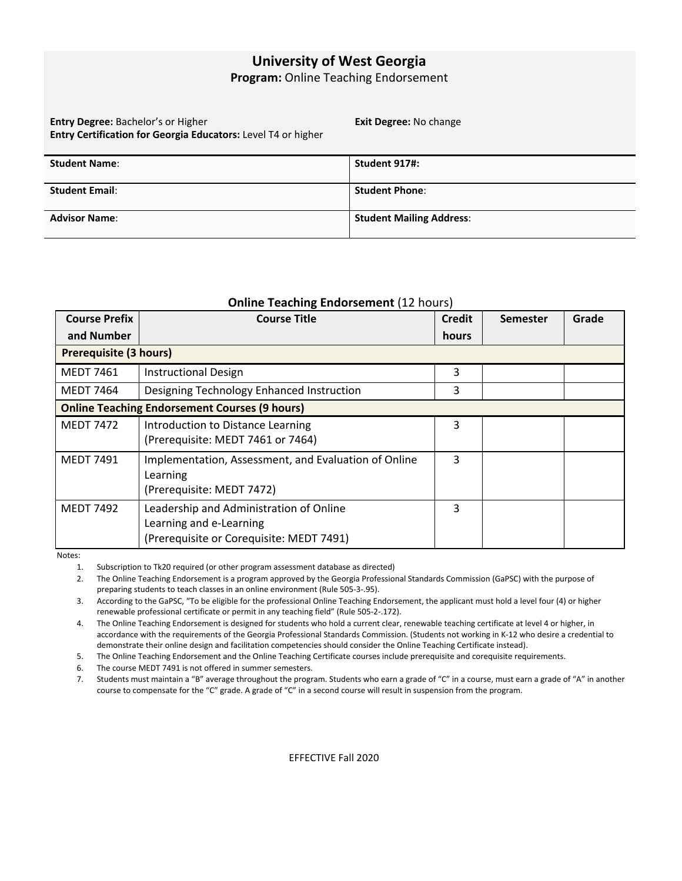# University of West Georgia

**Program:** Online Teaching Endorsement

**Entry Degree:** Bachelor's or Higher
**Entry Certification for Georgia Educators:** Level T4 or higher

**Exit Degree:** No change

| **Student Name**: | **Student 917#:** |
|---|---|
| **Student Email**: | **Student Phone**: |
| **Advisor Name**: | **Student Mailing Address**: |

## Online Teaching Endorsement (12 hours)

| Course Prefix and Number | Course Title | Credit hours | Semester | Grade |
|---|---|---|---|---|
| **Prerequisite (3 hours)** | | | | |
| MEDT 7461 | Instructional Design | 3 | | |
| MEDT 7464 | Designing Technology Enhanced Instruction | 3 | | |
| **Online Teaching Endorsement Courses (9 hours)** | | | | |
| MEDT 7472 | Introduction to Distance Learning (Prerequisite: MEDT 7461 or 7464) | 3 | | |
| MEDT 7491 | Implementation, Assessment, and Evaluation of Online Learning (Prerequisite: MEDT 7472) | 3 | | |
| MEDT 7492 | Leadership and Administration of Online Learning and e-Learning (Prerequisite or Corequisite: MEDT 7491) | 3 | | |

Notes:

1. Subscription to Tk20 required (or other program assessment database as directed)
2. The Online Teaching Endorsement is a program approved by the Georgia Professional Standards Commission (GaPSC) with the purpose of preparing students to teach classes in an online environment (Rule 505-3-.95).
3. According to the GaPSC, "To be eligible for the professional Online Teaching Endorsement, the applicant must hold a level four (4) or higher renewable professional certificate or permit in any teaching field" (Rule 505-2-.172).
4. The Online Teaching Endorsement is designed for students who hold a current clear, renewable teaching certificate at level 4 or higher, in accordance with the requirements of the Georgia Professional Standards Commission. (Students not working in K-12 who desire a credential to demonstrate their online design and facilitation competencies should consider the Online Teaching Certificate instead).
5. The Online Teaching Endorsement and the Online Teaching Certificate courses include prerequisite and corequisite requirements.
6. The course MEDT 7491 is not offered in summer semesters.
7. Students must maintain a "B" average throughout the program. Students who earn a grade of "C" in a course, must earn a grade of "A" in another course to compensate for the "C" grade. A grade of "C" in a second course will result in suspension from the program.

EFFECTIVE Fall 2020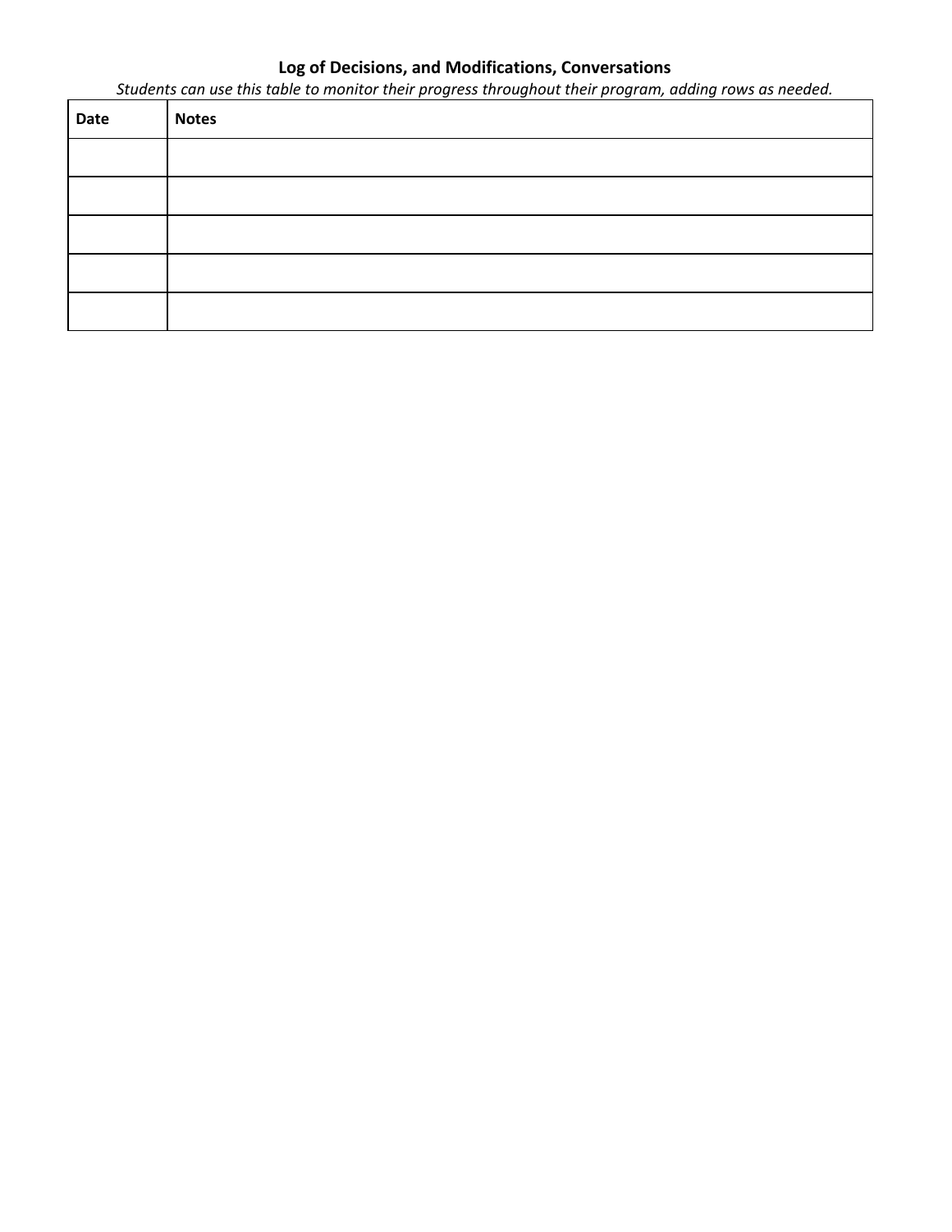**Log of Decisions, and Modifications, Conversations**

*Students can use this table to monitor their progress throughout their program, adding rows as needed.*

| Date | Notes |
|---|---|
| | |
| | |
| | |
| | |
| | |